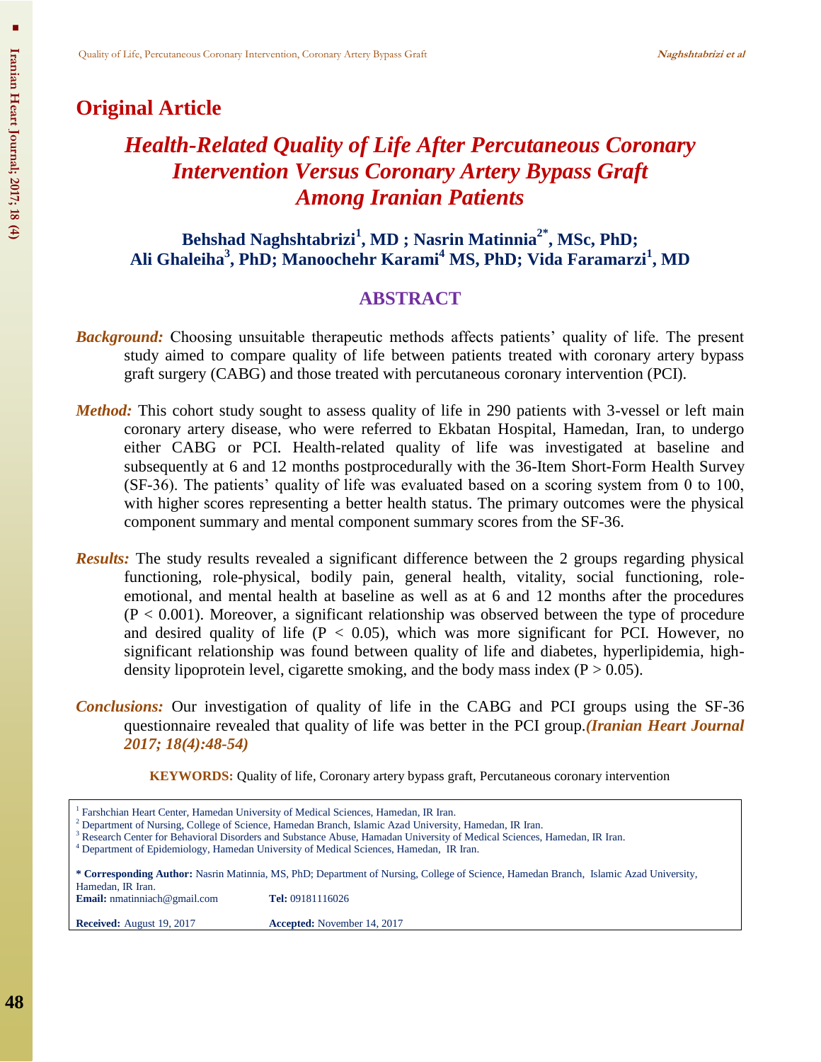## Original Article

# Health-Related Quality of Life After Percutaneous Coronary Intervention Versus Coronary Artery Bypass Graft Among Iranian Patients

**Behshad Naghshtabrizi[1], MD ; Nasrin Matinnia[2*], MSc, PhD; Ali Ghaleiha[3], PhD; Manoochehr Karami[4] MS, PhD; Vida Faramarzi[1], MD**

## ABSTRACT

***Background:*** Choosing unsuitable therapeutic methods affects patients' quality of life. The present study aimed to compare quality of life between patients treated with coronary artery bypass graft surgery (CABG) and those treated with percutaneous coronary intervention (PCI).

***Method:*** This cohort study sought to assess quality of life in 290 patients with 3-vessel or left main coronary artery disease, who were referred to Ekbatan Hospital, Hamedan, Iran, to undergo either CABG or PCI. Health-related quality of life was investigated at baseline and subsequently at 6 and 12 months postprocedurally with the 36-Item Short-Form Health Survey (SF-36). The patients' quality of life was evaluated based on a scoring system from 0 to 100, with higher scores representing a better health status. The primary outcomes were the physical component summary and mental component summary scores from the SF-36.

***Results:*** The study results revealed a significant difference between the 2 groups regarding physical functioning, role-physical, bodily pain, general health, vitality, social functioning, role-emotional, and mental health at baseline as well as at 6 and 12 months after the procedures ($P < 0.001$). Moreover, a significant relationship was observed between the type of procedure and desired quality of life ($P < 0.05$), which was more significant for PCI. However, no significant relationship was found between quality of life and diabetes, hyperlipidemia, high-density lipoprotein level, cigarette smoking, and the body mass index ($P > 0.05$).

***Conclusions:*** Our investigation of quality of life in the CABG and PCI groups using the SF-36 questionnaire revealed that quality of life was better in the PCI group.***(Iranian Heart Journal 2017; 18(4):48-54)***

**KEYWORDS:** Quality of life, Coronary artery bypass graft, Percutaneous coronary intervention

[1] Farshchian Heart Center, Hamedan University of Medical Sciences, Hamedan, IR Iran.
[2] Department of Nursing, College of Science, Hamedan Branch, Islamic Azad University, Hamedan, IR Iran.
[3] Research Center for Behavioral Disorders and Substance Abuse, Hamadan University of Medical Sciences, Hamedan, IR Iran.
[4] Department of Epidemiology, Hamedan University of Medical Sciences, Hamedan, IR Iran.

**\* Corresponding Author:** Nasrin Matinnia, MS, PhD; Department of Nursing, College of Science, Hamedan Branch, Islamic Azad University, Hamedan, IR Iran.
**Email:** nmatinniach@gmail.com **Tel:** 09181116026

**Received:** August 19, 2017 **Accepted:** November 14, 2017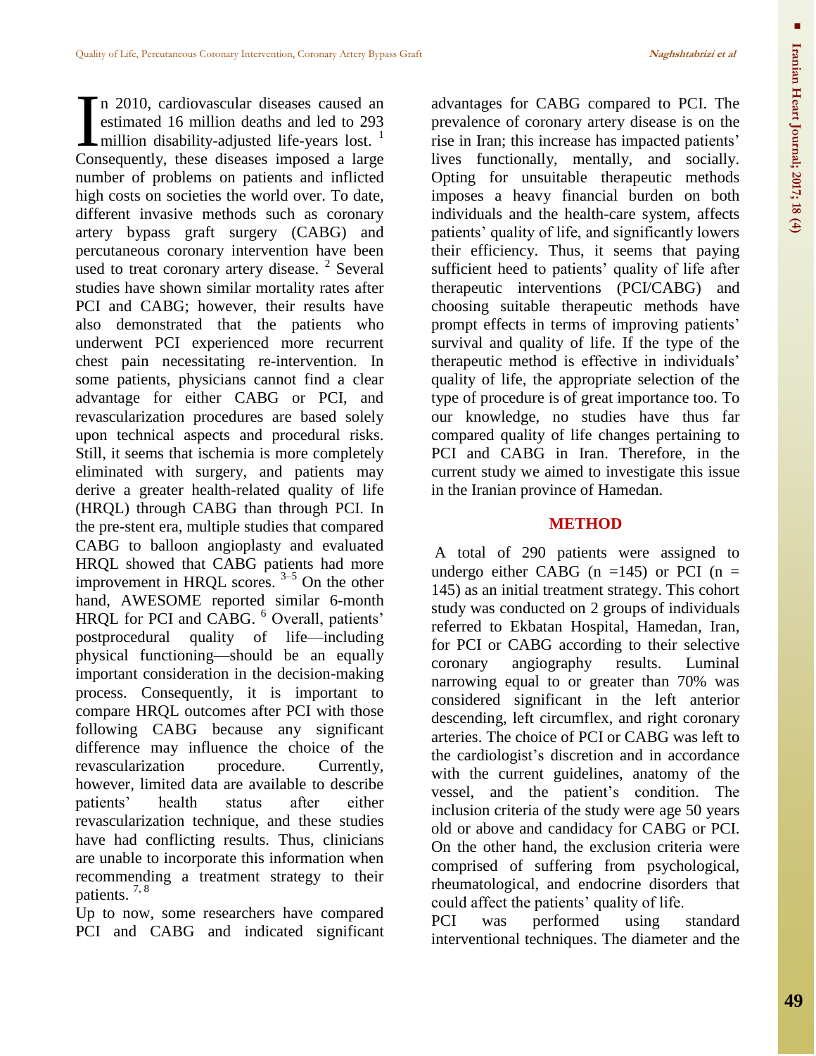In 2010, cardiovascular diseases caused an estimated 16 million deaths and led to 293 million disability-adjusted life-years lost. [1] Consequently, these diseases imposed a large number of problems on patients and inflicted high costs on societies the world over. To date, different invasive methods such as coronary artery bypass graft surgery (CABG) and percutaneous coronary intervention have been used to treat coronary artery disease. [2] Several studies have shown similar mortality rates after PCI and CABG; however, their results have also demonstrated that the patients who underwent PCI experienced more recurrent chest pain necessitating re-intervention. In some patients, physicians cannot find a clear advantage for either CABG or PCI, and revascularization procedures are based solely upon technical aspects and procedural risks. Still, it seems that ischemia is more completely eliminated with surgery, and patients may derive a greater health-related quality of life (HRQL) through CABG than through PCI. In the pre-stent era, multiple studies that compared CABG to balloon angioplasty and evaluated HRQL showed that CABG patients had more improvement in HRQL scores. [3–5] On the other hand, AWESOME reported similar 6-month HRQL for PCI and CABG. [6] Overall, patients' postprocedural quality of life—including physical functioning—should be an equally important consideration in the decision-making process. Consequently, it is important to compare HRQL outcomes after PCI with those following CABG because any significant difference may influence the choice of the revascularization procedure. Currently, however, limited data are available to describe patients' health status after either revascularization technique, and these studies have had conflicting results. Thus, clinicians are unable to incorporate this information when recommending a treatment strategy to their patients. [7, 8]

Up to now, some researchers have compared PCI and CABG and indicated significant advantages for CABG compared to PCI. The prevalence of coronary artery disease is on the rise in Iran; this increase has impacted patients' lives functionally, mentally, and socially. Opting for unsuitable therapeutic methods imposes a heavy financial burden on both individuals and the health-care system, affects patients' quality of life, and significantly lowers their efficiency. Thus, it seems that paying sufficient heed to patients' quality of life after therapeutic interventions (PCI/CABG) and choosing suitable therapeutic methods have prompt effects in terms of improving patients' survival and quality of life. If the type of the therapeutic method is effective in individuals' quality of life, the appropriate selection of the type of procedure is of great importance too. To our knowledge, no studies have thus far compared quality of life changes pertaining to PCI and CABG in Iran. Therefore, in the current study we aimed to investigate this issue in the Iranian province of Hamedan.

## METHOD

A total of 290 patients were assigned to undergo either CABG (n =145) or PCI (n = 145) as an initial treatment strategy. This cohort study was conducted on 2 groups of individuals referred to Ekbatan Hospital, Hamedan, Iran, for PCI or CABG according to their selective coronary angiography results. Luminal narrowing equal to or greater than 70% was considered significant in the left anterior descending, left circumflex, and right coronary arteries. The choice of PCI or CABG was left to the cardiologist's discretion and in accordance with the current guidelines, anatomy of the vessel, and the patient's condition. The inclusion criteria of the study were age 50 years old or above and candidacy for CABG or PCI. On the other hand, the exclusion criteria were comprised of suffering from psychological, rheumatological, and endocrine disorders that could affect the patients' quality of life.

PCI was performed using standard interventional techniques. The diameter and the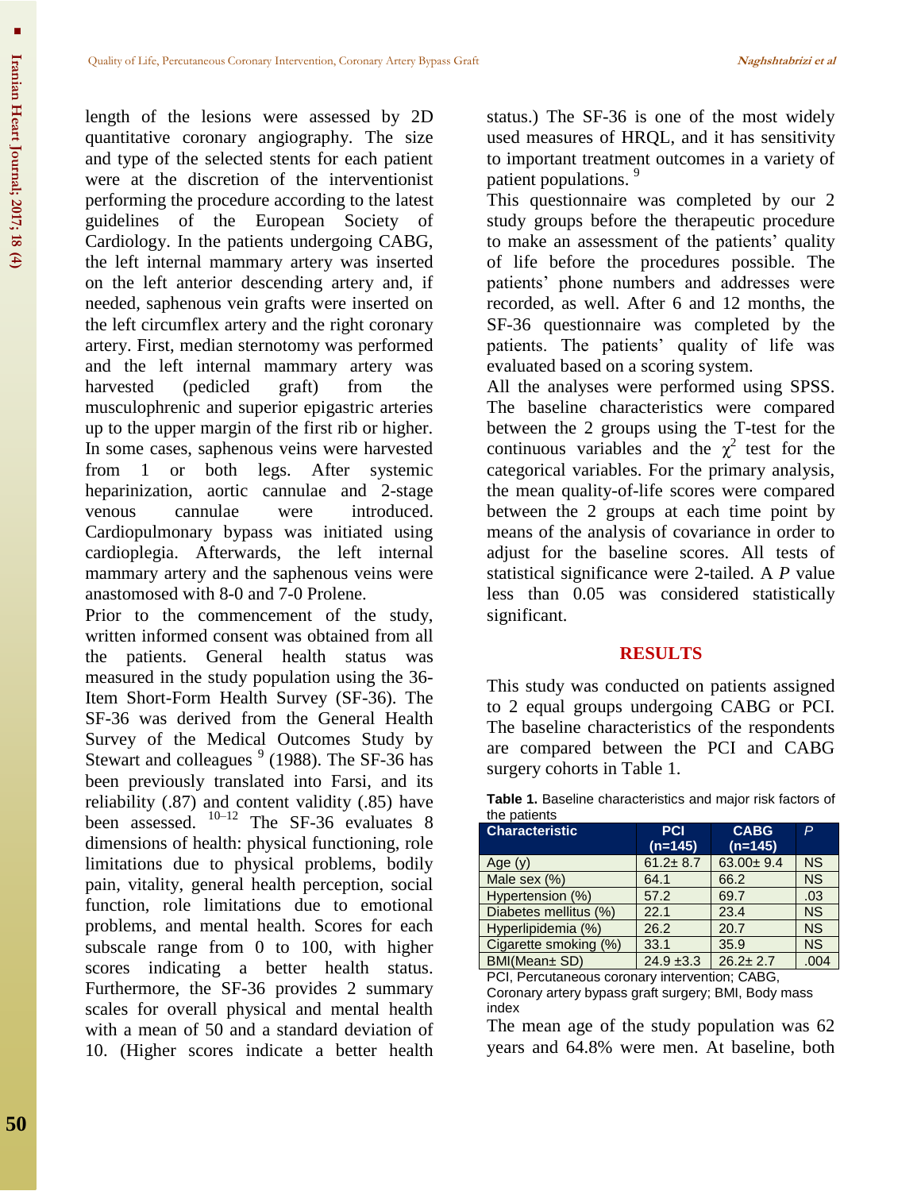length of the lesions were assessed by 2D quantitative coronary angiography. The size and type of the selected stents for each patient were at the discretion of the interventionist performing the procedure according to the latest guidelines of the European Society of Cardiology. In the patients undergoing CABG, the left internal mammary artery was inserted on the left anterior descending artery and, if needed, saphenous vein grafts were inserted on the left circumflex artery and the right coronary artery. First, median sternotomy was performed and the left internal mammary artery was harvested (pedicled graft) from the musculophrenic and superior epigastric arteries up to the upper margin of the first rib or higher. In some cases, saphenous veins were harvested from 1 or both legs. After systemic heparinization, aortic cannulae and 2-stage venous cannulae were introduced. Cardiopulmonary bypass was initiated using cardioplegia. Afterwards, the left internal mammary artery and the saphenous veins were anastomosed with 8-0 and 7-0 Prolene.

Prior to the commencement of the study, written informed consent was obtained from all the patients. General health status was measured in the study population using the 36-Item Short-Form Health Survey (SF-36). The SF-36 was derived from the General Health Survey of the Medical Outcomes Study by Stewart and colleagues [9] (1988). The SF-36 has been previously translated into Farsi, and its reliability (.87) and content validity (.85) have been assessed. [10–12] The SF-36 evaluates 8 dimensions of health: physical functioning, role limitations due to physical problems, bodily pain, vitality, general health perception, social function, role limitations due to emotional problems, and mental health. Scores for each subscale range from 0 to 100, with higher scores indicating a better health status. Furthermore, the SF-36 provides 2 summary scales for overall physical and mental health with a mean of 50 and a standard deviation of 10. (Higher scores indicate a better health status.) The SF-36 is one of the most widely used measures of HRQL, and it has sensitivity to important treatment outcomes in a variety of patient populations. [9]

This questionnaire was completed by our 2 study groups before the therapeutic procedure to make an assessment of the patients' quality of life before the procedures possible. The patients' phone numbers and addresses were recorded, as well. After 6 and 12 months, the SF-36 questionnaire was completed by the patients. The patients' quality of life was evaluated based on a scoring system.

All the analyses were performed using SPSS. The baseline characteristics were compared between the 2 groups using the T-test for the continuous variables and the $\chi^2$ test for the categorical variables. For the primary analysis, the mean quality-of-life scores were compared between the 2 groups at each time point by means of the analysis of covariance in order to adjust for the baseline scores. All tests of statistical significance were 2-tailed. A *P* value less than 0.05 was considered statistically significant.

## RESULTS

This study was conducted on patients assigned to 2 equal groups undergoing CABG or PCI. The baseline characteristics of the respondents are compared between the PCI and CABG surgery cohorts in Table 1.

**Table 1.** Baseline characteristics and major risk factors of the patients

| Characteristic | PCI (n=145) | CABG (n=145) | *P* |
|---|---|---|---|
| Age (y) | 61.2± 8.7 | 63.00± 9.4 | NS |
| Male sex (%) | 64.1 | 66.2 | NS |
| Hypertension (%) | 57.2 | 69.7 | .03 |
| Diabetes mellitus (%) | 22.1 | 23.4 | NS |
| Hyperlipidemia (%) | 26.2 | 20.7 | NS |
| Cigarette smoking (%) | 33.1 | 35.9 | NS |
| BMI(Mean± SD) | 24.9 ±3.3 | 26.2± 2.7 | .004 |

PCI, Percutaneous coronary intervention; CABG, Coronary artery bypass graft surgery; BMI, Body mass index

The mean age of the study population was 62 years and 64.8% were men. At baseline, both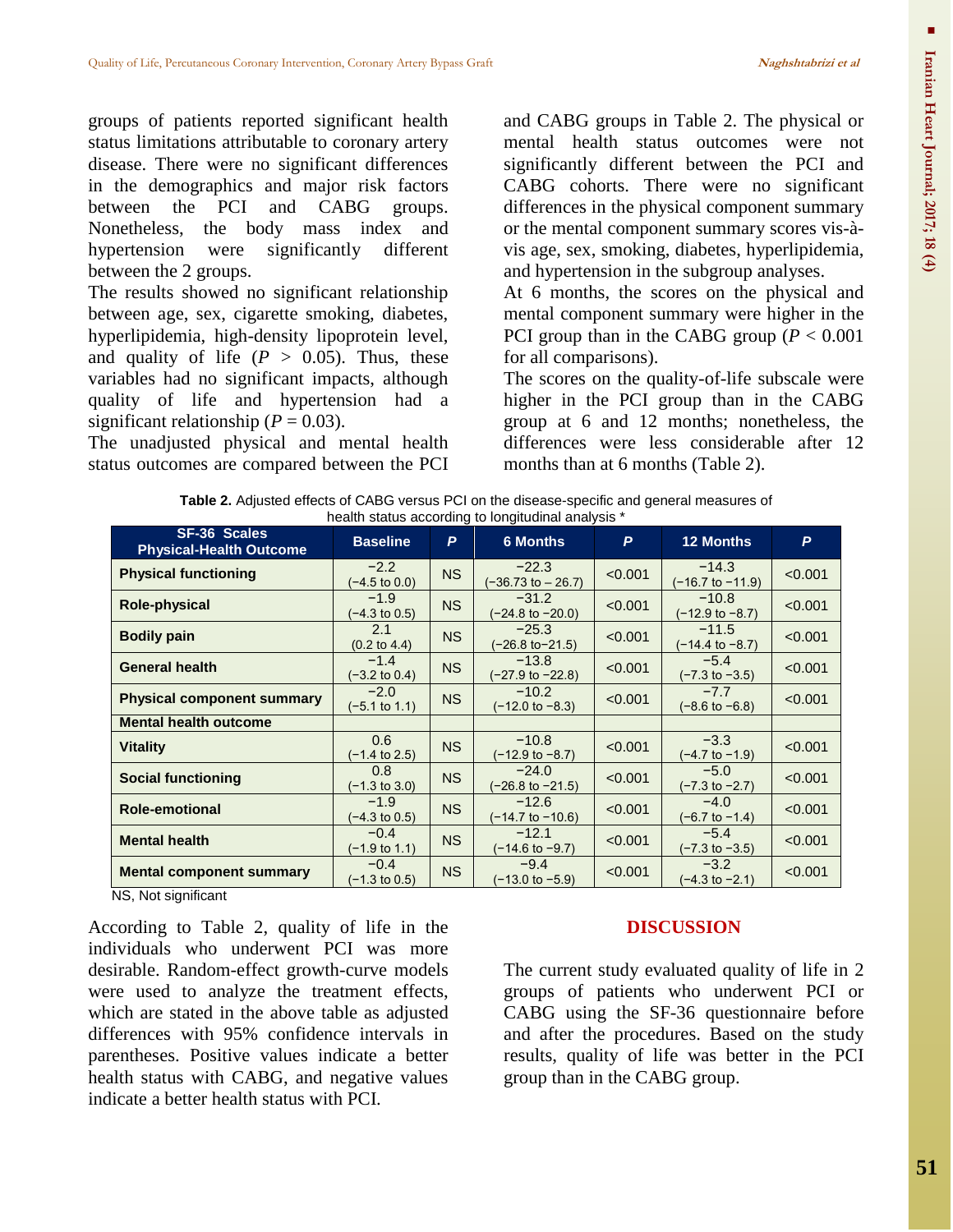groups of patients reported significant health status limitations attributable to coronary artery disease. There were no significant differences in the demographics and major risk factors between the PCI and CABG groups. Nonetheless, the body mass index and hypertension were significantly different between the 2 groups.

The results showed no significant relationship between age, sex, cigarette smoking, diabetes, hyperlipidemia, high-density lipoprotein level, and quality of life ($P > 0.05$). Thus, these variables had no significant impacts, although quality of life and hypertension had a significant relationship ($P = 0.03$).

The unadjusted physical and mental health status outcomes are compared between the PCI and CABG groups in Table 2. The physical or mental health status outcomes were not significantly different between the PCI and CABG cohorts. There were no significant differences in the physical component summary or the mental component summary scores vis-à-vis age, sex, smoking, diabetes, hyperlipidemia, and hypertension in the subgroup analyses.

At 6 months, the scores on the physical and mental component summary were higher in the PCI group than in the CABG group ($P < 0.001$ for all comparisons).

The scores on the quality-of-life subscale were higher in the PCI group than in the CABG group at 6 and 12 months; nonetheless, the differences were less considerable after 12 months than at 6 months (Table 2).

**Table 2.** Adjusted effects of CABG versus PCI on the disease-specific and general measures of health status according to longitudinal analysis *

| SF-36 Scales Physical-Health Outcome | Baseline | P | 6 Months | P | 12 Months | P |
|---|---|---|---|---|---|---|
| **Physical functioning** | −2.2 (−4.5 to 0.0) | NS | −22.3 (−36.73 to – 26.7) | <0.001 | −14.3 (−16.7 to −11.9) | <0.001 |
| **Role-physical** | −1.9 (−4.3 to 0.5) | NS | −31.2 (−24.8 to −20.0) | <0.001 | −10.8 (−12.9 to −8.7) | <0.001 |
| **Bodily pain** | 2.1 (0.2 to 4.4) | NS | −25.3 (−26.8 to−21.5) | <0.001 | −11.5 (−14.4 to −8.7) | <0.001 |
| **General health** | −1.4 (−3.2 to 0.4) | NS | −13.8 (−27.9 to −22.8) | <0.001 | −5.4 (−7.3 to −3.5) | <0.001 |
| **Physical component summary** | −2.0 (−5.1 to 1.1) | NS | −10.2 (−12.0 to −8.3) | <0.001 | −7.7 (−8.6 to −6.8) | <0.001 |
| **Mental health outcome** | | | | | | |
| **Vitality** | 0.6 (−1.4 to 2.5) | NS | −10.8 (−12.9 to −8.7) | <0.001 | −3.3 (−4.7 to −1.9) | <0.001 |
| **Social functioning** | 0.8 (−1.3 to 3.0) | NS | −24.0 (−26.8 to −21.5) | <0.001 | −5.0 (−7.3 to −2.7) | <0.001 |
| **Role-emotional** | −1.9 (−4.3 to 0.5) | NS | −12.6 (−14.7 to −10.6) | <0.001 | −4.0 (−6.7 to −1.4) | <0.001 |
| **Mental health** | −0.4 (−1.9 to 1.1) | NS | −12.1 (−14.6 to −9.7) | <0.001 | −5.4 (−7.3 to −3.5) | <0.001 |
| **Mental component summary** | −0.4 (−1.3 to 0.5) | NS | −9.4 (−13.0 to −5.9) | <0.001 | −3.2 (−4.3 to −2.1) | <0.001 |

NS, Not significant

According to Table 2, quality of life in the individuals who underwent PCI was more desirable. Random-effect growth-curve models were used to analyze the treatment effects, which are stated in the above table as adjusted differences with 95% confidence intervals in parentheses. Positive values indicate a better health status with CABG, and negative values indicate a better health status with PCI.

## DISCUSSION

The current study evaluated quality of life in 2 groups of patients who underwent PCI or CABG using the SF-36 questionnaire before and after the procedures. Based on the study results, quality of life was better in the PCI group than in the CABG group.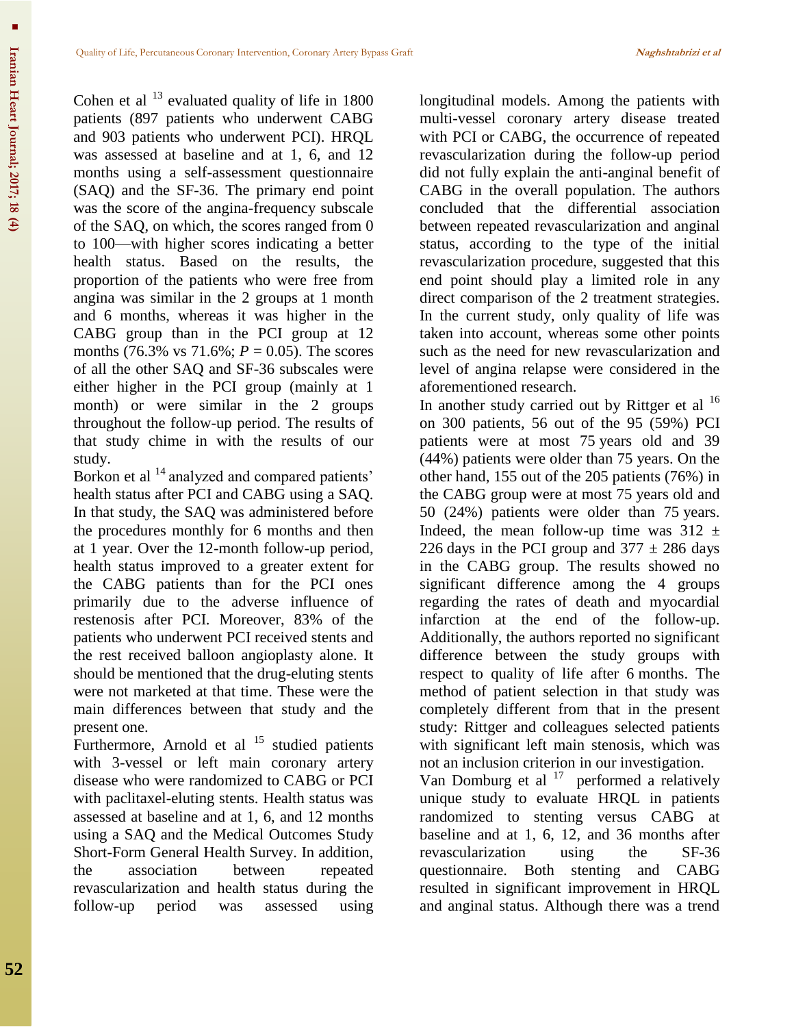Cohen et al [13] evaluated quality of life in 1800 patients (897 patients who underwent CABG and 903 patients who underwent PCI). HRQL was assessed at baseline and at 1, 6, and 12 months using a self-assessment questionnaire (SAQ) and the SF-36. The primary end point was the score of the angina-frequency subscale of the SAQ, on which, the scores ranged from 0 to 100—with higher scores indicating a better health status. Based on the results, the proportion of the patients who were free from angina was similar in the 2 groups at 1 month and 6 months, whereas it was higher in the CABG group than in the PCI group at 12 months (76.3% vs 71.6%; $P = 0.05$). The scores of all the other SAQ and SF-36 subscales were either higher in the PCI group (mainly at 1 month) or were similar in the 2 groups throughout the follow-up period. The results of that study chime in with the results of our study.

Borkon et al [14] analyzed and compared patients' health status after PCI and CABG using a SAQ. In that study, the SAQ was administered before the procedures monthly for 6 months and then at 1 year. Over the 12-month follow-up period, health status improved to a greater extent for the CABG patients than for the PCI ones primarily due to the adverse influence of restenosis after PCI. Moreover, 83% of the patients who underwent PCI received stents and the rest received balloon angioplasty alone. It should be mentioned that the drug-eluting stents were not marketed at that time. These were the main differences between that study and the present one.

Furthermore, Arnold et al [15] studied patients with 3-vessel or left main coronary artery disease who were randomized to CABG or PCI with paclitaxel-eluting stents. Health status was assessed at baseline and at 1, 6, and 12 months using a SAQ and the Medical Outcomes Study Short-Form General Health Survey. In addition, the association between repeated revascularization and health status during the follow-up period was assessed using longitudinal models. Among the patients with multi-vessel coronary artery disease treated with PCI or CABG, the occurrence of repeated revascularization during the follow-up period did not fully explain the anti-anginal benefit of CABG in the overall population. The authors concluded that the differential association between repeated revascularization and anginal status, according to the type of the initial revascularization procedure, suggested that this end point should play a limited role in any direct comparison of the 2 treatment strategies. In the current study, only quality of life was taken into account, whereas some other points such as the need for new revascularization and level of angina relapse were considered in the aforementioned research.

In another study carried out by Rittger et al [16] on 300 patients, 56 out of the 95 (59%) PCI patients were at most 75 years old and 39 (44%) patients were older than 75 years. On the other hand, 155 out of the 205 patients (76%) in the CABG group were at most 75 years old and 50 (24%) patients were older than 75 years. Indeed, the mean follow-up time was 312 ± 226 days in the PCI group and 377 ± 286 days in the CABG group. The results showed no significant difference among the 4 groups regarding the rates of death and myocardial infarction at the end of the follow-up. Additionally, the authors reported no significant difference between the study groups with respect to quality of life after 6 months. The method of patient selection in that study was completely different from that in the present study: Rittger and colleagues selected patients with significant left main stenosis, which was not an inclusion criterion in our investigation.

Van Domburg et al [17] performed a relatively unique study to evaluate HRQL in patients randomized to stenting versus CABG at baseline and at 1, 6, 12, and 36 months after revascularization using the SF-36 questionnaire. Both stenting and CABG resulted in significant improvement in HRQL and anginal status. Although there was a trend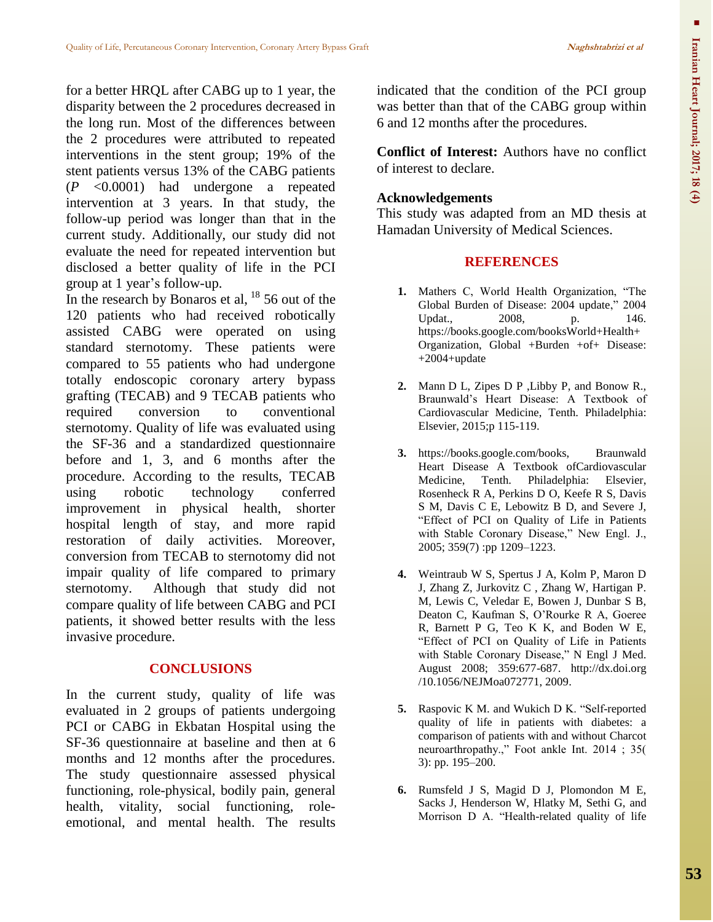for a better HRQL after CABG up to 1 year, the disparity between the 2 procedures decreased in the long run. Most of the differences between the 2 procedures were attributed to repeated interventions in the stent group; 19% of the stent patients versus 13% of the CABG patients ($P$ <0.0001) had undergone a repeated intervention at 3 years. In that study, the follow-up period was longer than that in the current study. Additionally, our study did not evaluate the need for repeated intervention but disclosed a better quality of life in the PCI group at 1 year's follow-up.

In the research by Bonaros et al, [18] 56 out of the 120 patients who had received robotically assisted CABG were operated on using standard sternotomy. These patients were compared to 55 patients who had undergone totally endoscopic coronary artery bypass grafting (TECAB) and 9 TECAB patients who required conversion to conventional sternotomy. Quality of life was evaluated using the SF-36 and a standardized questionnaire before and 1, 3, and 6 months after the procedure. According to the results, TECAB using robotic technology conferred improvement in physical health, shorter hospital length of stay, and more rapid restoration of daily activities. Moreover, conversion from TECAB to sternotomy did not impair quality of life compared to primary sternotomy. Although that study did not compare quality of life between CABG and PCI patients, it showed better results with the less invasive procedure.

## CONCLUSIONS

In the current study, quality of life was evaluated in 2 groups of patients undergoing PCI or CABG in Ekbatan Hospital using the SF-36 questionnaire at baseline and then at 6 months and 12 months after the procedures. The study questionnaire assessed physical functioning, role-physical, bodily pain, general health, vitality, social functioning, role-emotional, and mental health. The results indicated that the condition of the PCI group was better than that of the CABG group within 6 and 12 months after the procedures.

**Conflict of Interest:** Authors have no conflict of interest to declare.

**Acknowledgements**

This study was adapted from an MD thesis at Hamadan University of Medical Sciences.

## REFERENCES

1. Mathers C, World Health Organization, "The Global Burden of Disease: 2004 update," 2004 Updat., 2008, p. 146. https://books.google.com/booksWorld+Health+ Organization, Global +Burden +of+ Disease: +2004+update

2. Mann D L, Zipes D P ,Libby P, and Bonow R., Braunwald's Heart Disease: A Textbook of Cardiovascular Medicine, Tenth. Philadelphia: Elsevier, 2015;p 115-119.

3. https://books.google.com/books, Braunwald Heart Disease A Textbook ofCardiovascular Medicine, Tenth. Philadelphia: Elsevier, Rosenheck R A, Perkins D O, Keefe R S, Davis S M, Davis C E, Lebowitz B D, and Severe J, "Effect of PCI on Quality of Life in Patients with Stable Coronary Disease," New Engl. J., 2005; 359(7) :pp 1209–1223.

4. Weintraub W S, Spertus J A, Kolm P, Maron D J, Zhang Z, Jurkovitz C , Zhang W, Hartigan P. M, Lewis C, Veledar E, Bowen J, Dunbar S B, Deaton C, Kaufman S, O'Rourke R A, Goeree R, Barnett P G, Teo K K, and Boden W E, "Effect of PCI on Quality of Life in Patients with Stable Coronary Disease," N Engl J Med. August 2008; 359:677-687. http://dx.doi.org /10.1056/NEJMoa072771, 2009.

5. Raspovic K M. and Wukich D K. "Self-reported quality of life in patients with diabetes: a comparison of patients with and without Charcot neuroarthropathy.," Foot ankle Int. 2014 ; 35( 3): pp. 195–200.

6. Rumsfeld J S, Magid D J, Plomondon M E, Sacks J, Henderson W, Hlatky M, Sethi G, and Morrison D A. "Health-related quality of life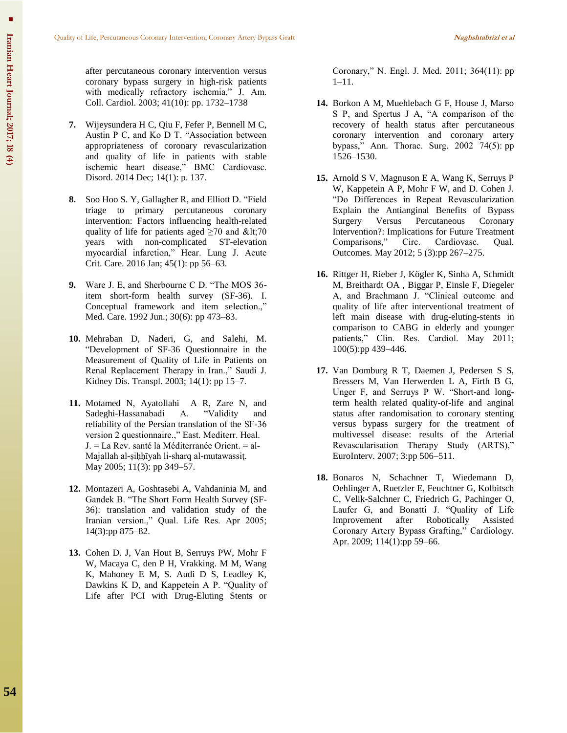after percutaneous coronary intervention versus coronary bypass surgery in high-risk patients with medically refractory ischemia," J. Am. Coll. Cardiol. 2003; 41(10): pp. 1732–1738

7. Wijeysundera H C, Qiu F, Fefer P, Bennell M C, Austin P C, and Ko D T. "Association between appropriateness of coronary revascularization and quality of life in patients with stable ischemic heart disease," BMC Cardiovasc. Disord. 2014 Dec; 14(1): p. 137.

8. Soo Hoo S. Y, Gallagher R, and Elliott D. "Field triage to primary percutaneous coronary intervention: Factors influencing health-related quality of life for patients aged ≥70 and &lt;70 years with non-complicated ST-elevation myocardial infarction," Hear. Lung J. Acute Crit. Care. 2016 Jan; 45(1): pp 56–63.

9. Ware J. E, and Sherbourne C D. "The MOS 36-item short-form health survey (SF-36). I. Conceptual framework and item selection.," Med. Care. 1992 Jun.; 30(6): pp 473–83.

10. Mehraban D, Naderi, G, and Salehi, M. "Development of SF-36 Questionnaire in the Measurement of Quality of Life in Patients on Renal Replacement Therapy in Iran.," Saudi J. Kidney Dis. Transpl. 2003; 14(1): pp 15–7.

11. Motamed N, Ayatollahi A R, Zare N, and Sadeghi-Hassanabadi A. "Validity and reliability of the Persian translation of the SF-36 version 2 questionnaire.," East. Mediterr. Heal. J. = La Rev. santé la Méditerranée Orient. = al-Majallah al-ṣiḥḥīyah li-sharq al-mutawassiṭ. May 2005; 11(3): pp 349–57.

12. Montazeri A, Goshtasebi A, Vahdaninia M, and Gandek B. "The Short Form Health Survey (SF-36): translation and validation study of the Iranian version.," Qual. Life Res. Apr 2005; 14(3):pp 875–82.

13. Cohen D. J, Van Hout B, Serruys PW, Mohr F W, Macaya C, den P H, Vrakking. M M, Wang K, Mahoney E M, S. Audi D S, Leadley K, Dawkins K D, and Kappetein A P. "Quality of Life after PCI with Drug-Eluting Stents or Coronary," N. Engl. J. Med. 2011; 364(11): pp 1–11.

14. Borkon A M, Muehlebach G F, House J, Marso S P, and Spertus J A, "A comparison of the recovery of health status after percutaneous coronary intervention and coronary artery bypass," Ann. Thorac. Surg. 2002 74(5): pp 1526–1530.

15. Arnold S V, Magnuson E A, Wang K, Serruys P W, Kappetein A P, Mohr F W, and D. Cohen J. "Do Differences in Repeat Revascularization Explain the Antianginal Benefits of Bypass Surgery Versus Percutaneous Coronary Intervention?: Implications for Future Treatment Comparisons," Circ. Cardiovasc. Qual. Outcomes. May 2012; 5 (3):pp 267–275.

16. Rittger H, Rieber J, Kögler K, Sinha A, Schmidt M, Breithardt OA , Biggar P, Einsle F, Diegeler A, and Brachmann J. "Clinical outcome and quality of life after interventional treatment of left main disease with drug-eluting-stents in comparison to CABG in elderly and younger patients," Clin. Res. Cardiol. May 2011; 100(5):pp 439–446.

17. Van Domburg R T, Daemen J, Pedersen S S, Bressers M, Van Herwerden L A, Firth B G, Unger F, and Serruys P W. "Short-and long-term health related quality-of-life and anginal status after randomisation to coronary stenting versus bypass surgery for the treatment of multivessel disease: results of the Arterial Revascularisation Therapy Study (ARTS)," EuroInterv. 2007; 3:pp 506–511.

18. Bonaros N, Schachner T, Wiedemann D, Oehlinger A, Ruetzler E, Feuchtner G, Kolbitsch C, Velik-Salchner C, Friedrich G, Pachinger O, Laufer G, and Bonatti J. "Quality of Life Improvement after Robotically Assisted Coronary Artery Bypass Grafting," Cardiology. Apr. 2009; 114(1):pp 59–66.